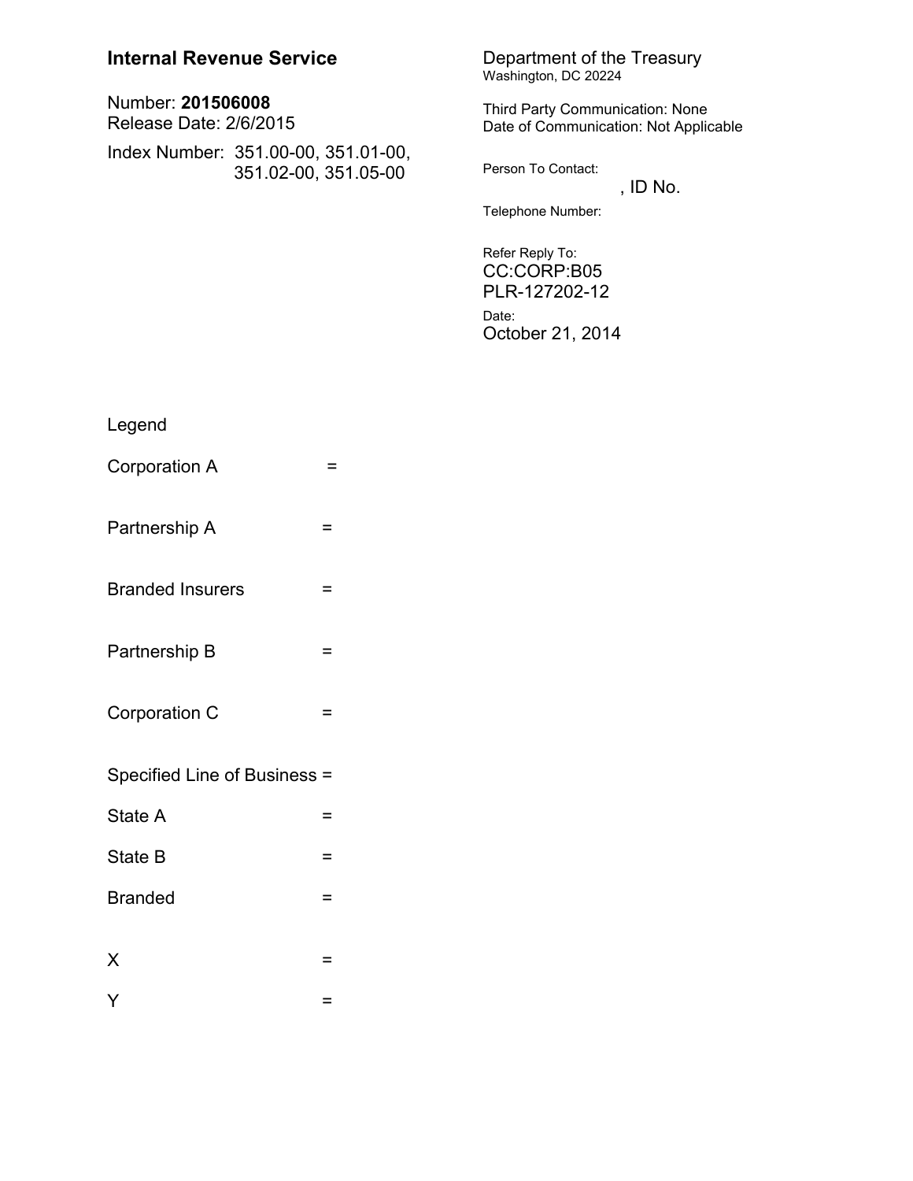**Internal Revenue Service**

Number: **201506008**
Release Date: 2/6/2015

Index Number: 351.00-00, 351.01-00, 351.02-00, 351.05-00

Department of the Treasury
Washington, DC 20224

Third Party Communication: None
Date of Communication: Not Applicable

Person To Contact:
, ID No.

Telephone Number:

Refer Reply To:
CC:CORP:B05
PLR-127202-12

Date:
October 21, 2014

Legend

Corporation A =

Partnership A =

Branded Insurers =

Partnership B =

Corporation C =

Specified Line of Business =

State A =

State B =

Branded =

X =

Y =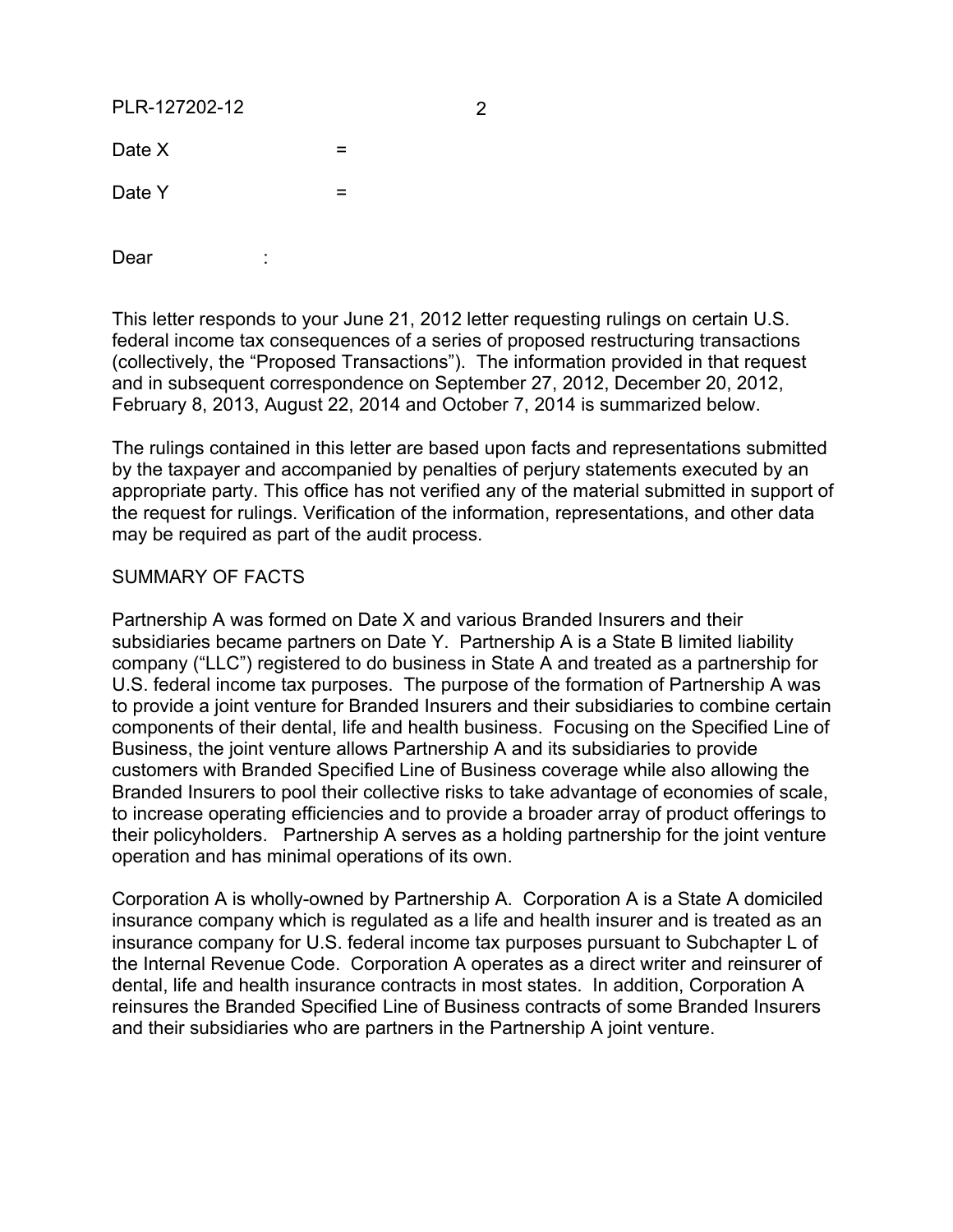Date X =

Date Y =

Dear :

This letter responds to your June 21, 2012 letter requesting rulings on certain U.S. federal income tax consequences of a series of proposed restructuring transactions (collectively, the "Proposed Transactions"). The information provided in that request and in subsequent correspondence on September 27, 2012, December 20, 2012, February 8, 2013, August 22, 2014 and October 7, 2014 is summarized below.

The rulings contained in this letter are based upon facts and representations submitted by the taxpayer and accompanied by penalties of perjury statements executed by an appropriate party. This office has not verified any of the material submitted in support of the request for rulings. Verification of the information, representations, and other data may be required as part of the audit process.

SUMMARY OF FACTS

Partnership A was formed on Date X and various Branded Insurers and their subsidiaries became partners on Date Y. Partnership A is a State B limited liability company ("LLC") registered to do business in State A and treated as a partnership for U.S. federal income tax purposes. The purpose of the formation of Partnership A was to provide a joint venture for Branded Insurers and their subsidiaries to combine certain components of their dental, life and health business. Focusing on the Specified Line of Business, the joint venture allows Partnership A and its subsidiaries to provide customers with Branded Specified Line of Business coverage while also allowing the Branded Insurers to pool their collective risks to take advantage of economies of scale, to increase operating efficiencies and to provide a broader array of product offerings to their policyholders. Partnership A serves as a holding partnership for the joint venture operation and has minimal operations of its own.

Corporation A is wholly-owned by Partnership A. Corporation A is a State A domiciled insurance company which is regulated as a life and health insurer and is treated as an insurance company for U.S. federal income tax purposes pursuant to Subchapter L of the Internal Revenue Code. Corporation A operates as a direct writer and reinsurer of dental, life and health insurance contracts in most states. In addition, Corporation A reinsures the Branded Specified Line of Business contracts of some Branded Insurers and their subsidiaries who are partners in the Partnership A joint venture.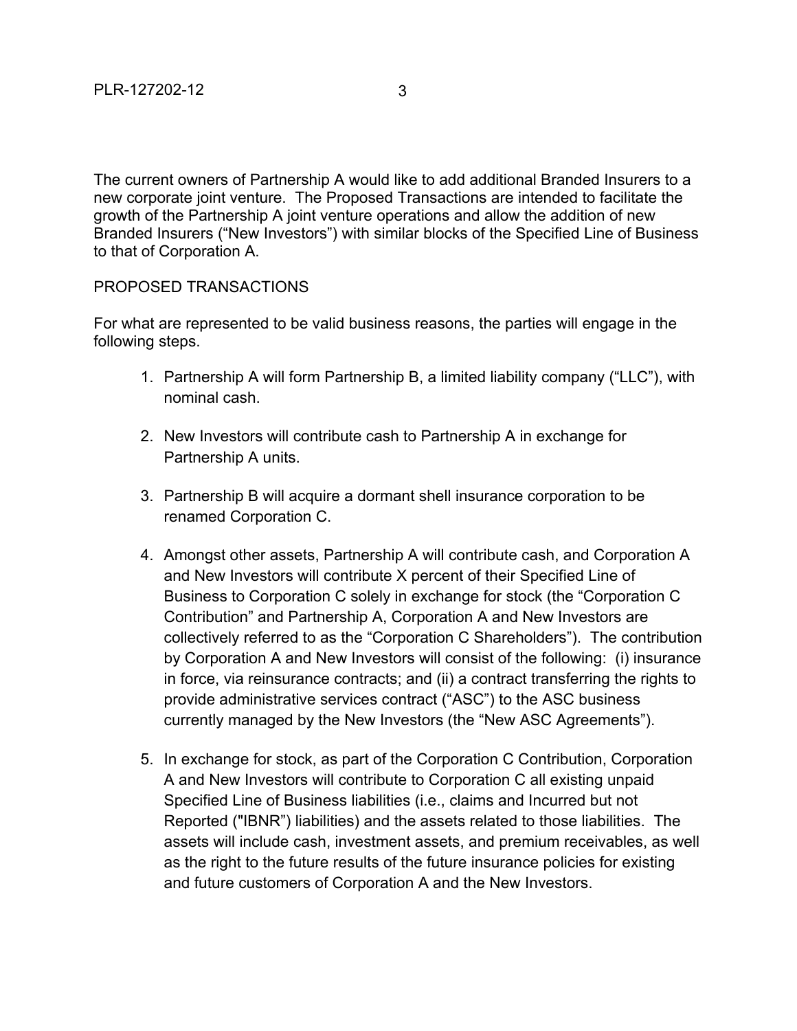The current owners of Partnership A would like to add additional Branded Insurers to a new corporate joint venture. The Proposed Transactions are intended to facilitate the growth of the Partnership A joint venture operations and allow the addition of new Branded Insurers ("New Investors") with similar blocks of the Specified Line of Business to that of Corporation A.

PROPOSED TRANSACTIONS

For what are represented to be valid business reasons, the parties will engage in the following steps.

1. Partnership A will form Partnership B, a limited liability company ("LLC"), with nominal cash.

2. New Investors will contribute cash to Partnership A in exchange for Partnership A units.

3. Partnership B will acquire a dormant shell insurance corporation to be renamed Corporation C.

4. Amongst other assets, Partnership A will contribute cash, and Corporation A and New Investors will contribute X percent of their Specified Line of Business to Corporation C solely in exchange for stock (the "Corporation C Contribution" and Partnership A, Corporation A and New Investors are collectively referred to as the "Corporation C Shareholders"). The contribution by Corporation A and New Investors will consist of the following: (i) insurance in force, via reinsurance contracts; and (ii) a contract transferring the rights to provide administrative services contract ("ASC") to the ASC business currently managed by the New Investors (the "New ASC Agreements").

5. In exchange for stock, as part of the Corporation C Contribution, Corporation A and New Investors will contribute to Corporation C all existing unpaid Specified Line of Business liabilities (i.e., claims and Incurred but not Reported ("IBNR") liabilities) and the assets related to those liabilities. The assets will include cash, investment assets, and premium receivables, as well as the right to the future results of the future insurance policies for existing and future customers of Corporation A and the New Investors.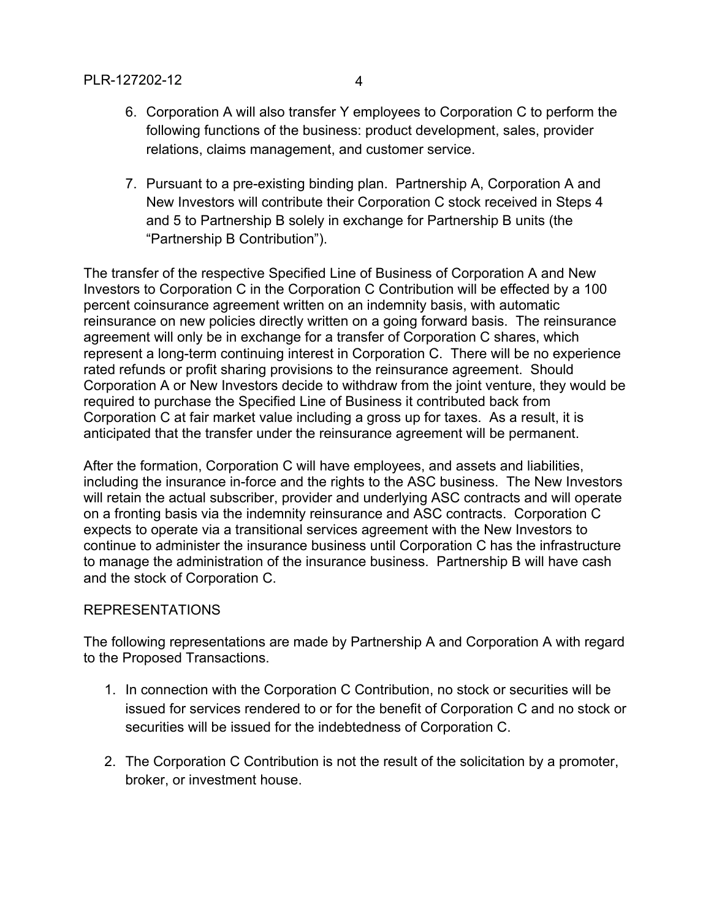6. Corporation A will also transfer Y employees to Corporation C to perform the following functions of the business: product development, sales, provider relations, claims management, and customer service.

7. Pursuant to a pre-existing binding plan. Partnership A, Corporation A and New Investors will contribute their Corporation C stock received in Steps 4 and 5 to Partnership B solely in exchange for Partnership B units (the "Partnership B Contribution").

The transfer of the respective Specified Line of Business of Corporation A and New Investors to Corporation C in the Corporation C Contribution will be effected by a 100 percent coinsurance agreement written on an indemnity basis, with automatic reinsurance on new policies directly written on a going forward basis. The reinsurance agreement will only be in exchange for a transfer of Corporation C shares, which represent a long-term continuing interest in Corporation C. There will be no experience rated refunds or profit sharing provisions to the reinsurance agreement. Should Corporation A or New Investors decide to withdraw from the joint venture, they would be required to purchase the Specified Line of Business it contributed back from Corporation C at fair market value including a gross up for taxes. As a result, it is anticipated that the transfer under the reinsurance agreement will be permanent.

After the formation, Corporation C will have employees, and assets and liabilities, including the insurance in-force and the rights to the ASC business. The New Investors will retain the actual subscriber, provider and underlying ASC contracts and will operate on a fronting basis via the indemnity reinsurance and ASC contracts. Corporation C expects to operate via a transitional services agreement with the New Investors to continue to administer the insurance business until Corporation C has the infrastructure to manage the administration of the insurance business. Partnership B will have cash and the stock of Corporation C.

REPRESENTATIONS

The following representations are made by Partnership A and Corporation A with regard to the Proposed Transactions.

1. In connection with the Corporation C Contribution, no stock or securities will be issued for services rendered to or for the benefit of Corporation C and no stock or securities will be issued for the indebtedness of Corporation C.

2. The Corporation C Contribution is not the result of the solicitation by a promoter, broker, or investment house.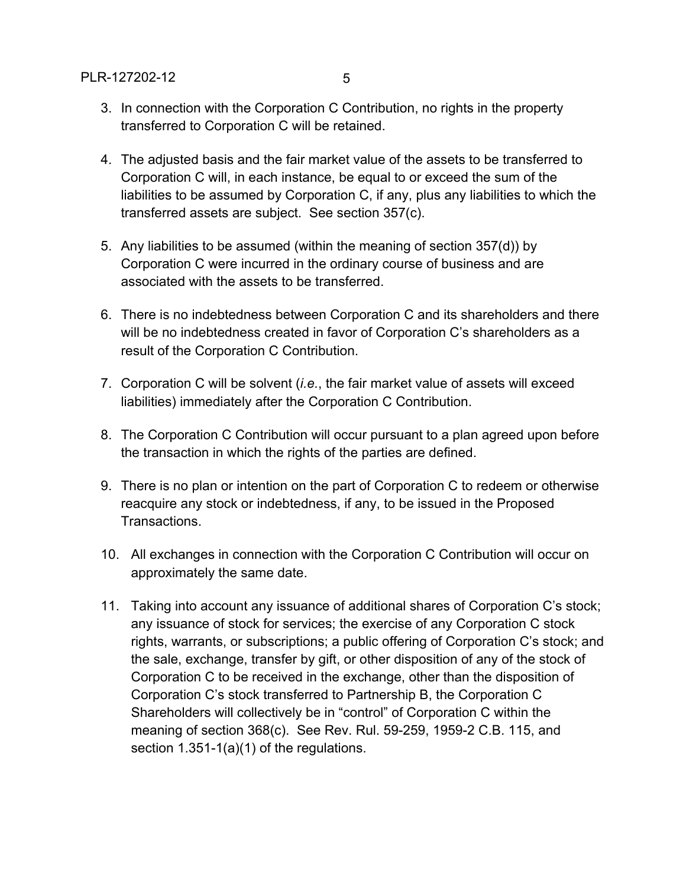3. In connection with the Corporation C Contribution, no rights in the property transferred to Corporation C will be retained.

4. The adjusted basis and the fair market value of the assets to be transferred to Corporation C will, in each instance, be equal to or exceed the sum of the liabilities to be assumed by Corporation C, if any, plus any liabilities to which the transferred assets are subject. See section 357(c).

5. Any liabilities to be assumed (within the meaning of section 357(d)) by Corporation C were incurred in the ordinary course of business and are associated with the assets to be transferred.

6. There is no indebtedness between Corporation C and its shareholders and there will be no indebtedness created in favor of Corporation C's shareholders as a result of the Corporation C Contribution.

7. Corporation C will be solvent (*i.e.*, the fair market value of assets will exceed liabilities) immediately after the Corporation C Contribution.

8. The Corporation C Contribution will occur pursuant to a plan agreed upon before the transaction in which the rights of the parties are defined.

9. There is no plan or intention on the part of Corporation C to redeem or otherwise reacquire any stock or indebtedness, if any, to be issued in the Proposed Transactions.

10. All exchanges in connection with the Corporation C Contribution will occur on approximately the same date.

11. Taking into account any issuance of additional shares of Corporation C's stock; any issuance of stock for services; the exercise of any Corporation C stock rights, warrants, or subscriptions; a public offering of Corporation C's stock; and the sale, exchange, transfer by gift, or other disposition of any of the stock of Corporation C to be received in the exchange, other than the disposition of Corporation C's stock transferred to Partnership B, the Corporation C Shareholders will collectively be in "control" of Corporation C within the meaning of section 368(c). See Rev. Rul. 59-259, 1959-2 C.B. 115, and section 1.351-1(a)(1) of the regulations.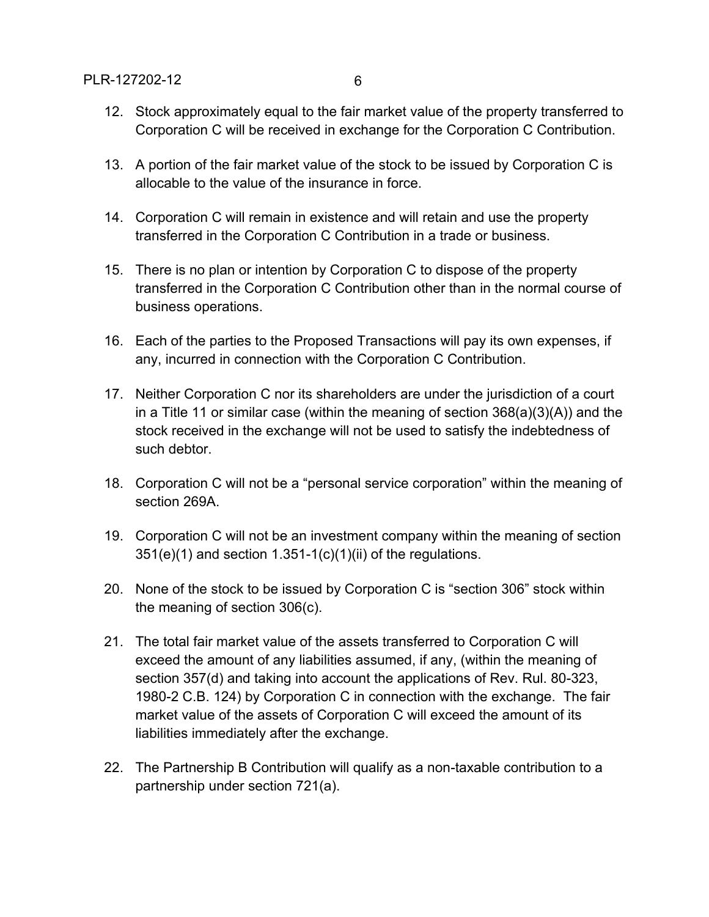12. Stock approximately equal to the fair market value of the property transferred to Corporation C will be received in exchange for the Corporation C Contribution.

13. A portion of the fair market value of the stock to be issued by Corporation C is allocable to the value of the insurance in force.

14. Corporation C will remain in existence and will retain and use the property transferred in the Corporation C Contribution in a trade or business.

15. There is no plan or intention by Corporation C to dispose of the property transferred in the Corporation C Contribution other than in the normal course of business operations.

16. Each of the parties to the Proposed Transactions will pay its own expenses, if any, incurred in connection with the Corporation C Contribution.

17. Neither Corporation C nor its shareholders are under the jurisdiction of a court in a Title 11 or similar case (within the meaning of section 368(a)(3)(A)) and the stock received in the exchange will not be used to satisfy the indebtedness of such debtor.

18. Corporation C will not be a "personal service corporation" within the meaning of section 269A.

19. Corporation C will not be an investment company within the meaning of section 351(e)(1) and section 1.351-1(c)(1)(ii) of the regulations.

20. None of the stock to be issued by Corporation C is "section 306" stock within the meaning of section 306(c).

21. The total fair market value of the assets transferred to Corporation C will exceed the amount of any liabilities assumed, if any, (within the meaning of section 357(d) and taking into account the applications of Rev. Rul. 80-323, 1980-2 C.B. 124) by Corporation C in connection with the exchange. The fair market value of the assets of Corporation C will exceed the amount of its liabilities immediately after the exchange.

22. The Partnership B Contribution will qualify as a non-taxable contribution to a partnership under section 721(a).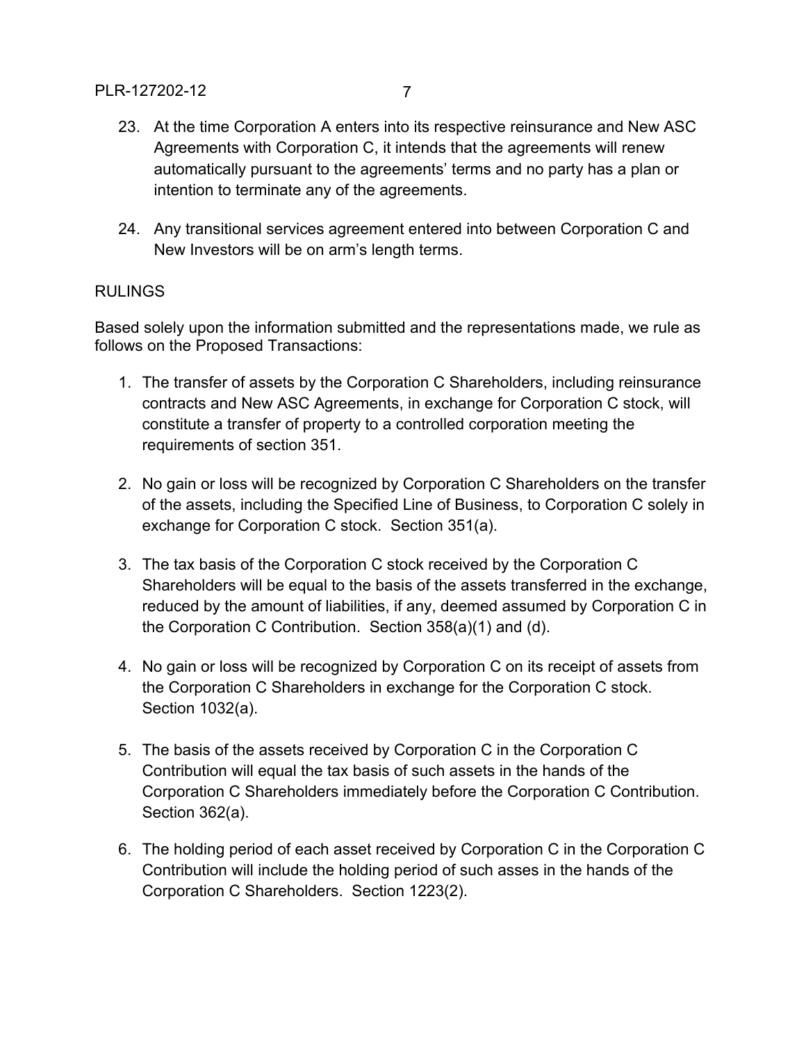23. At the time Corporation A enters into its respective reinsurance and New ASC Agreements with Corporation C, it intends that the agreements will renew automatically pursuant to the agreements' terms and no party has a plan or intention to terminate any of the agreements.

24. Any transitional services agreement entered into between Corporation C and New Investors will be on arm's length terms.

RULINGS

Based solely upon the information submitted and the representations made, we rule as follows on the Proposed Transactions:

1. The transfer of assets by the Corporation C Shareholders, including reinsurance contracts and New ASC Agreements, in exchange for Corporation C stock, will constitute a transfer of property to a controlled corporation meeting the requirements of section 351.

2. No gain or loss will be recognized by Corporation C Shareholders on the transfer of the assets, including the Specified Line of Business, to Corporation C solely in exchange for Corporation C stock. Section 351(a).

3. The tax basis of the Corporation C stock received by the Corporation C Shareholders will be equal to the basis of the assets transferred in the exchange, reduced by the amount of liabilities, if any, deemed assumed by Corporation C in the Corporation C Contribution. Section 358(a)(1) and (d).

4. No gain or loss will be recognized by Corporation C on its receipt of assets from the Corporation C Shareholders in exchange for the Corporation C stock. Section 1032(a).

5. The basis of the assets received by Corporation C in the Corporation C Contribution will equal the tax basis of such assets in the hands of the Corporation C Shareholders immediately before the Corporation C Contribution. Section 362(a).

6. The holding period of each asset received by Corporation C in the Corporation C Contribution will include the holding period of such asses in the hands of the Corporation C Shareholders. Section 1223(2).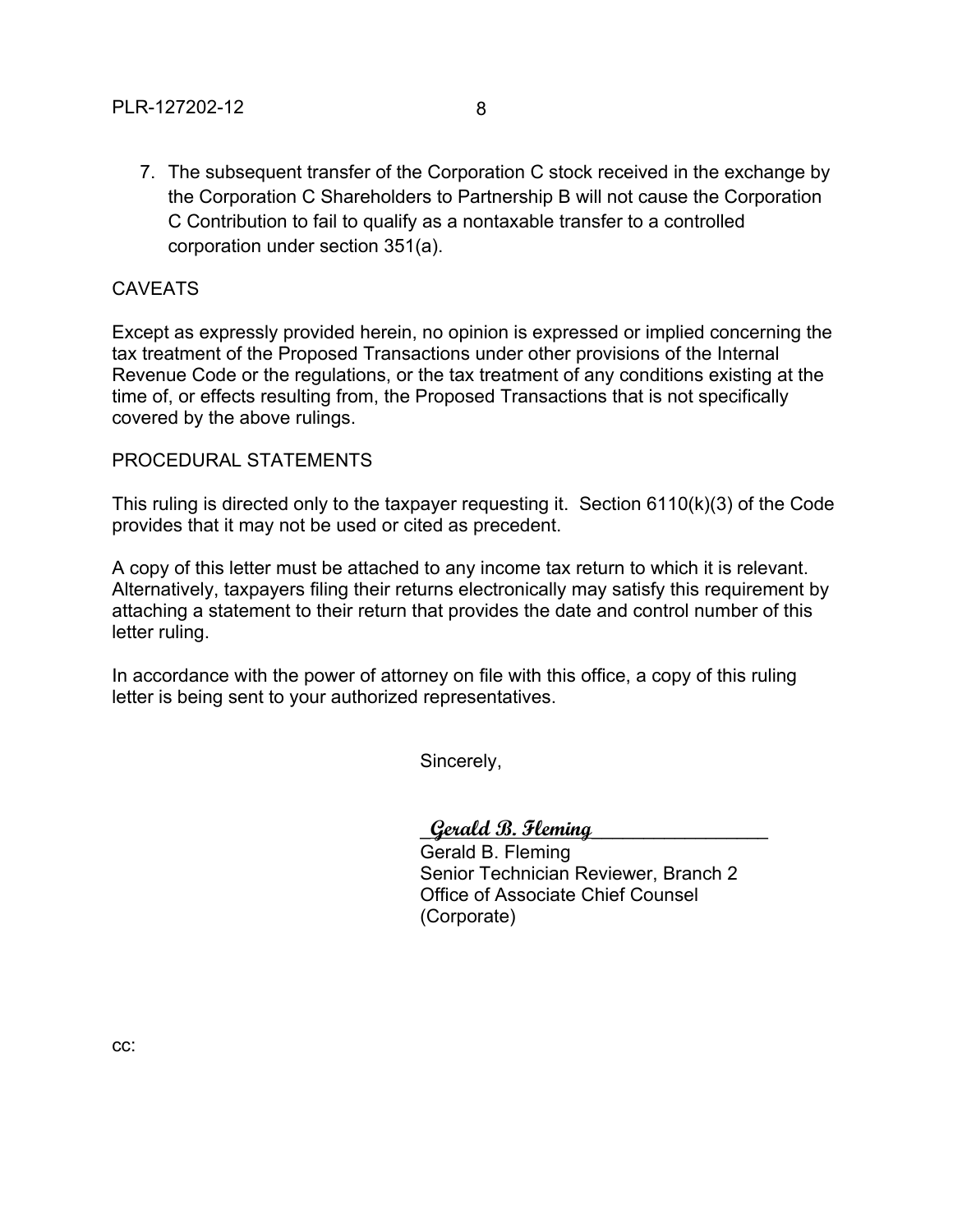7. The subsequent transfer of the Corporation C stock received in the exchange by the Corporation C Shareholders to Partnership B will not cause the Corporation C Contribution to fail to qualify as a nontaxable transfer to a controlled corporation under section 351(a).

CAVEATS

Except as expressly provided herein, no opinion is expressed or implied concerning the tax treatment of the Proposed Transactions under other provisions of the Internal Revenue Code or the regulations, or the tax treatment of any conditions existing at the time of, or effects resulting from, the Proposed Transactions that is not specifically covered by the above rulings.

PROCEDURAL STATEMENTS

This ruling is directed only to the taxpayer requesting it. Section 6110(k)(3) of the Code provides that it may not be used or cited as precedent.

A copy of this letter must be attached to any income tax return to which it is relevant. Alternatively, taxpayers filing their returns electronically may satisfy this requirement by attaching a statement to their return that provides the date and control number of this letter ruling.

In accordance with the power of attorney on file with this office, a copy of this ruling letter is being sent to your authorized representatives.

Sincerely,

*Gerald B. Fleming*

Gerald B. Fleming
Senior Technician Reviewer, Branch 2
Office of Associate Chief Counsel
(Corporate)

cc: